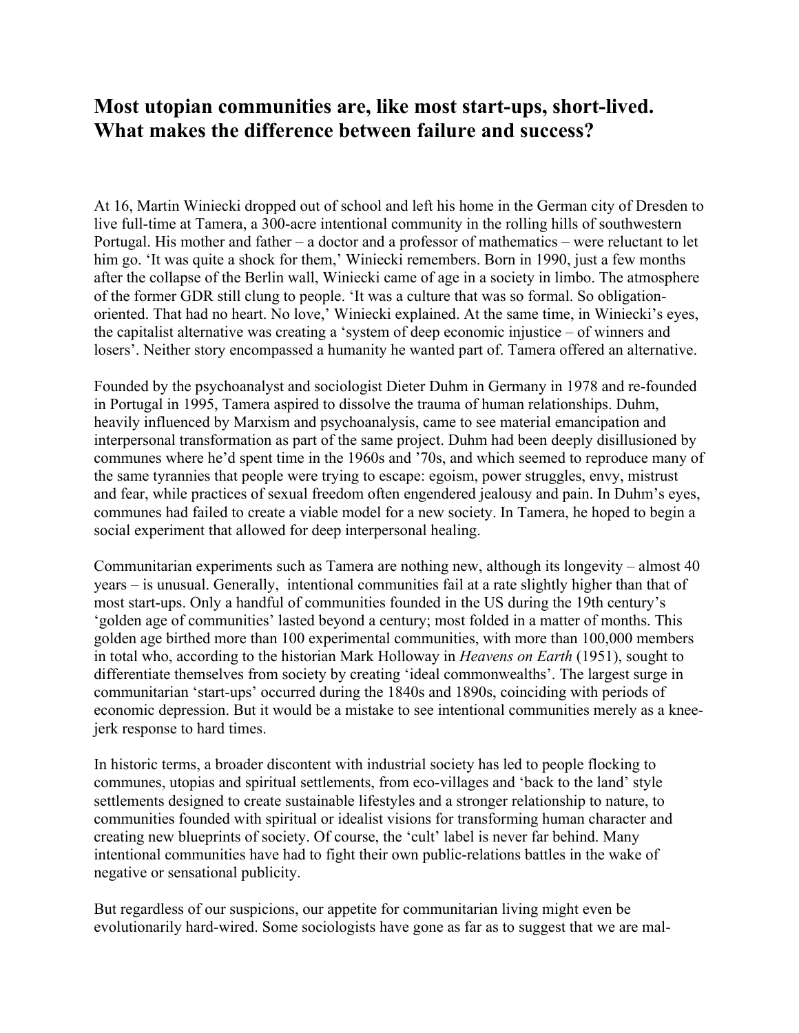## Most utopian communities are, like most start-ups, short-lived. What makes the difference between failure and success?

At 16, Martin Winiecki dropped out of school and left his home in the German city of Dresden to live full-time at Tamera, a 300-acre intentional community in the rolling hills of southwestern Portugal. His mother and father – a doctor and a professor of mathematics – were reluctant to let him go. 'It was quite a shock for them,' Winiecki remembers. Born in 1990, just a few months after the collapse of the Berlin wall, Winiecki came of age in a society in limbo. The atmosphere of the former GDR still clung to people. 'It was a culture that was so formal. So obligation-oriented. That had no heart. No love,' Winiecki explained. At the same time, in Winiecki's eyes, the capitalist alternative was creating a 'system of deep economic injustice – of winners and losers'. Neither story encompassed a humanity he wanted part of. Tamera offered an alternative.

Founded by the psychoanalyst and sociologist Dieter Duhm in Germany in 1978 and re-founded in Portugal in 1995, Tamera aspired to dissolve the trauma of human relationships. Duhm, heavily influenced by Marxism and psychoanalysis, came to see material emancipation and interpersonal transformation as part of the same project. Duhm had been deeply disillusioned by communes where he'd spent time in the 1960s and '70s, and which seemed to reproduce many of the same tyrannies that people were trying to escape: egoism, power struggles, envy, mistrust and fear, while practices of sexual freedom often engendered jealousy and pain. In Duhm's eyes, communes had failed to create a viable model for a new society. In Tamera, he hoped to begin a social experiment that allowed for deep interpersonal healing.

Communitarian experiments such as Tamera are nothing new, although its longevity – almost 40 years – is unusual. Generally, intentional communities fail at a rate slightly higher than that of most start-ups. Only a handful of communities founded in the US during the 19th century's 'golden age of communities' lasted beyond a century; most folded in a matter of months. This golden age birthed more than 100 experimental communities, with more than 100,000 members in total who, according to the historian Mark Holloway in *Heavens on Earth* (1951), sought to differentiate themselves from society by creating 'ideal commonwealths'. The largest surge in communitarian 'start-ups' occurred during the 1840s and 1890s, coinciding with periods of economic depression. But it would be a mistake to see intentional communities merely as a knee-jerk response to hard times.

In historic terms, a broader discontent with industrial society has led to people flocking to communes, utopias and spiritual settlements, from eco-villages and 'back to the land' style settlements designed to create sustainable lifestyles and a stronger relationship to nature, to communities founded with spiritual or idealist visions for transforming human character and creating new blueprints of society. Of course, the 'cult' label is never far behind. Many intentional communities have had to fight their own public-relations battles in the wake of negative or sensational publicity.

But regardless of our suspicions, our appetite for communitarian living might even be evolutionarily hard-wired. Some sociologists have gone as far as to suggest that we are mal-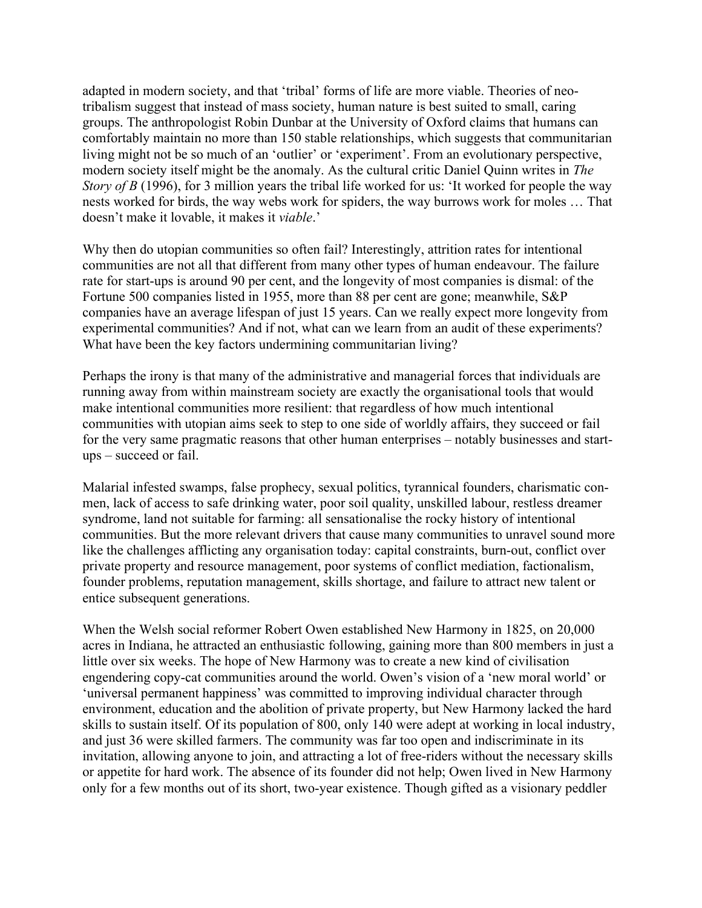adapted in modern society, and that 'tribal' forms of life are more viable. Theories of neo-tribalism suggest that instead of mass society, human nature is best suited to small, caring groups. The anthropologist Robin Dunbar at the University of Oxford claims that humans can comfortably maintain no more than 150 stable relationships, which suggests that communitarian living might not be so much of an 'outlier' or 'experiment'. From an evolutionary perspective, modern society itself might be the anomaly. As the cultural critic Daniel Quinn writes in *The Story of B* (1996), for 3 million years the tribal life worked for us: 'It worked for people the way nests worked for birds, the way webs work for spiders, the way burrows work for moles … That doesn't make it lovable, it makes it *viable*.'

Why then do utopian communities so often fail? Interestingly, attrition rates for intentional communities are not all that different from many other types of human endeavour. The failure rate for start-ups is around 90 per cent, and the longevity of most companies is dismal: of the Fortune 500 companies listed in 1955, more than 88 per cent are gone; meanwhile, S&P companies have an average lifespan of just 15 years. Can we really expect more longevity from experimental communities? And if not, what can we learn from an audit of these experiments? What have been the key factors undermining communitarian living?

Perhaps the irony is that many of the administrative and managerial forces that individuals are running away from within mainstream society are exactly the organisational tools that would make intentional communities more resilient: that regardless of how much intentional communities with utopian aims seek to step to one side of worldly affairs, they succeed or fail for the very same pragmatic reasons that other human enterprises – notably businesses and start-ups – succeed or fail.

Malarial infested swamps, false prophecy, sexual politics, tyrannical founders, charismatic con-men, lack of access to safe drinking water, poor soil quality, unskilled labour, restless dreamer syndrome, land not suitable for farming: all sensationalise the rocky history of intentional communities. But the more relevant drivers that cause many communities to unravel sound more like the challenges afflicting any organisation today: capital constraints, burn-out, conflict over private property and resource management, poor systems of conflict mediation, factionalism, founder problems, reputation management, skills shortage, and failure to attract new talent or entice subsequent generations.

When the Welsh social reformer Robert Owen established New Harmony in 1825, on 20,000 acres in Indiana, he attracted an enthusiastic following, gaining more than 800 members in just a little over six weeks. The hope of New Harmony was to create a new kind of civilisation engendering copy-cat communities around the world. Owen's vision of a 'new moral world' or 'universal permanent happiness' was committed to improving individual character through environment, education and the abolition of private property, but New Harmony lacked the hard skills to sustain itself. Of its population of 800, only 140 were adept at working in local industry, and just 36 were skilled farmers. The community was far too open and indiscriminate in its invitation, allowing anyone to join, and attracting a lot of free-riders without the necessary skills or appetite for hard work. The absence of its founder did not help; Owen lived in New Harmony only for a few months out of its short, two-year existence. Though gifted as a visionary peddler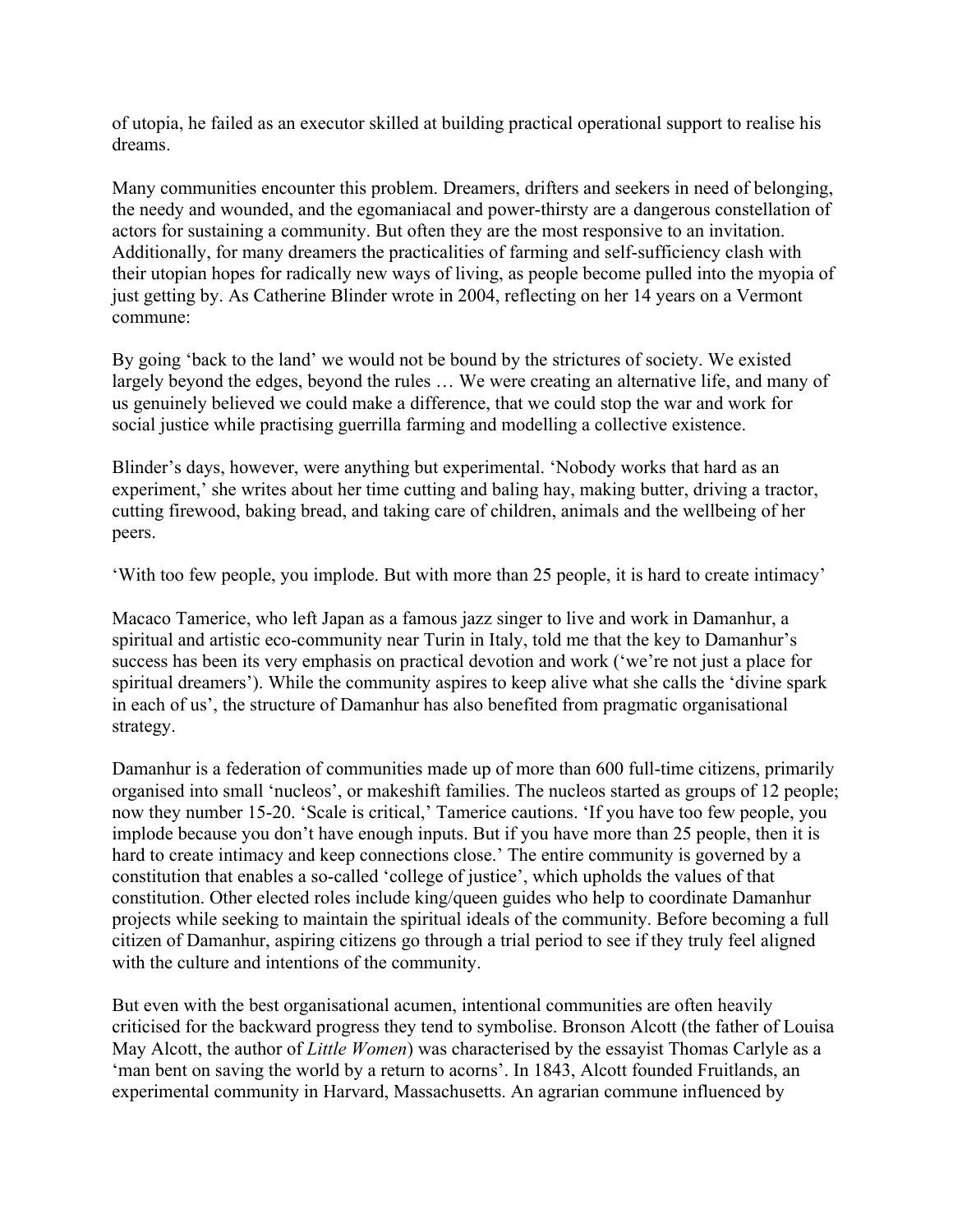of utopia, he failed as an executor skilled at building practical operational support to realise his dreams.

Many communities encounter this problem. Dreamers, drifters and seekers in need of belonging, the needy and wounded, and the egomaniacal and power-thirsty are a dangerous constellation of actors for sustaining a community. But often they are the most responsive to an invitation. Additionally, for many dreamers the practicalities of farming and self-sufficiency clash with their utopian hopes for radically new ways of living, as people become pulled into the myopia of just getting by. As Catherine Blinder wrote in 2004, reflecting on her 14 years on a Vermont commune:

By going 'back to the land' we would not be bound by the strictures of society. We existed largely beyond the edges, beyond the rules … We were creating an alternative life, and many of us genuinely believed we could make a difference, that we could stop the war and work for social justice while practising guerrilla farming and modelling a collective existence.

Blinder's days, however, were anything but experimental. 'Nobody works that hard as an experiment,' she writes about her time cutting and baling hay, making butter, driving a tractor, cutting firewood, baking bread, and taking care of children, animals and the wellbeing of her peers.

'With too few people, you implode. But with more than 25 people, it is hard to create intimacy'

Macaco Tamerice, who left Japan as a famous jazz singer to live and work in Damanhur, a spiritual and artistic eco-community near Turin in Italy, told me that the key to Damanhur's success has been its very emphasis on practical devotion and work ('we're not just a place for spiritual dreamers'). While the community aspires to keep alive what she calls the 'divine spark in each of us', the structure of Damanhur has also benefited from pragmatic organisational strategy.

Damanhur is a federation of communities made up of more than 600 full-time citizens, primarily organised into small 'nucleos', or makeshift families. The nucleos started as groups of 12 people; now they number 15-20. 'Scale is critical,' Tamerice cautions. 'If you have too few people, you implode because you don't have enough inputs. But if you have more than 25 people, then it is hard to create intimacy and keep connections close.' The entire community is governed by a constitution that enables a so-called 'college of justice', which upholds the values of that constitution. Other elected roles include king/queen guides who help to coordinate Damanhur projects while seeking to maintain the spiritual ideals of the community. Before becoming a full citizen of Damanhur, aspiring citizens go through a trial period to see if they truly feel aligned with the culture and intentions of the community.

But even with the best organisational acumen, intentional communities are often heavily criticised for the backward progress they tend to symbolise. Bronson Alcott (the father of Louisa May Alcott, the author of *Little Women*) was characterised by the essayist Thomas Carlyle as a 'man bent on saving the world by a return to acorns'. In 1843, Alcott founded Fruitlands, an experimental community in Harvard, Massachusetts. An agrarian commune influenced by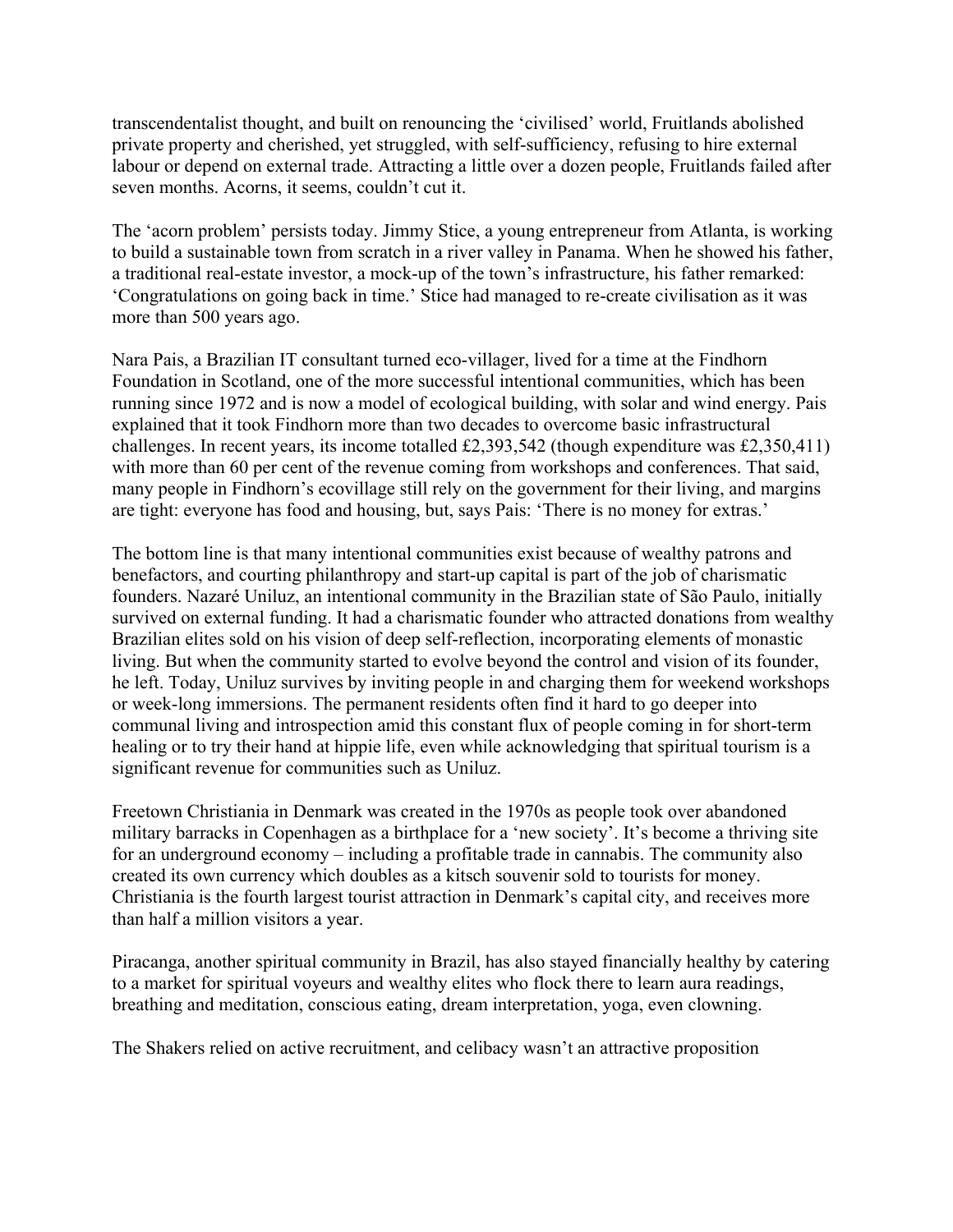transcendentalist thought, and built on renouncing the 'civilised' world, Fruitlands abolished private property and cherished, yet struggled, with self-sufficiency, refusing to hire external labour or depend on external trade. Attracting a little over a dozen people, Fruitlands failed after seven months. Acorns, it seems, couldn't cut it.

The 'acorn problem' persists today. Jimmy Stice, a young entrepreneur from Atlanta, is working to build a sustainable town from scratch in a river valley in Panama. When he showed his father, a traditional real-estate investor, a mock-up of the town's infrastructure, his father remarked: 'Congratulations on going back in time.' Stice had managed to re-create civilisation as it was more than 500 years ago.

Nara Pais, a Brazilian IT consultant turned eco-villager, lived for a time at the Findhorn Foundation in Scotland, one of the more successful intentional communities, which has been running since 1972 and is now a model of ecological building, with solar and wind energy. Pais explained that it took Findhorn more than two decades to overcome basic infrastructural challenges. In recent years, its income totalled £2,393,542 (though expenditure was £2,350,411) with more than 60 per cent of the revenue coming from workshops and conferences. That said, many people in Findhorn's ecovillage still rely on the government for their living, and margins are tight: everyone has food and housing, but, says Pais: 'There is no money for extras.'

The bottom line is that many intentional communities exist because of wealthy patrons and benefactors, and courting philanthropy and start-up capital is part of the job of charismatic founders. Nazaré Uniluz, an intentional community in the Brazilian state of São Paulo, initially survived on external funding. It had a charismatic founder who attracted donations from wealthy Brazilian elites sold on his vision of deep self-reflection, incorporating elements of monastic living. But when the community started to evolve beyond the control and vision of its founder, he left. Today, Uniluz survives by inviting people in and charging them for weekend workshops or week-long immersions. The permanent residents often find it hard to go deeper into communal living and introspection amid this constant flux of people coming in for short-term healing or to try their hand at hippie life, even while acknowledging that spiritual tourism is a significant revenue for communities such as Uniluz.

Freetown Christiania in Denmark was created in the 1970s as people took over abandoned military barracks in Copenhagen as a birthplace for a 'new society'. It's become a thriving site for an underground economy – including a profitable trade in cannabis. The community also created its own currency which doubles as a kitsch souvenir sold to tourists for money. Christiania is the fourth largest tourist attraction in Denmark's capital city, and receives more than half a million visitors a year.

Piracanga, another spiritual community in Brazil, has also stayed financially healthy by catering to a market for spiritual voyeurs and wealthy elites who flock there to learn aura readings, breathing and meditation, conscious eating, dream interpretation, yoga, even clowning.

The Shakers relied on active recruitment, and celibacy wasn't an attractive proposition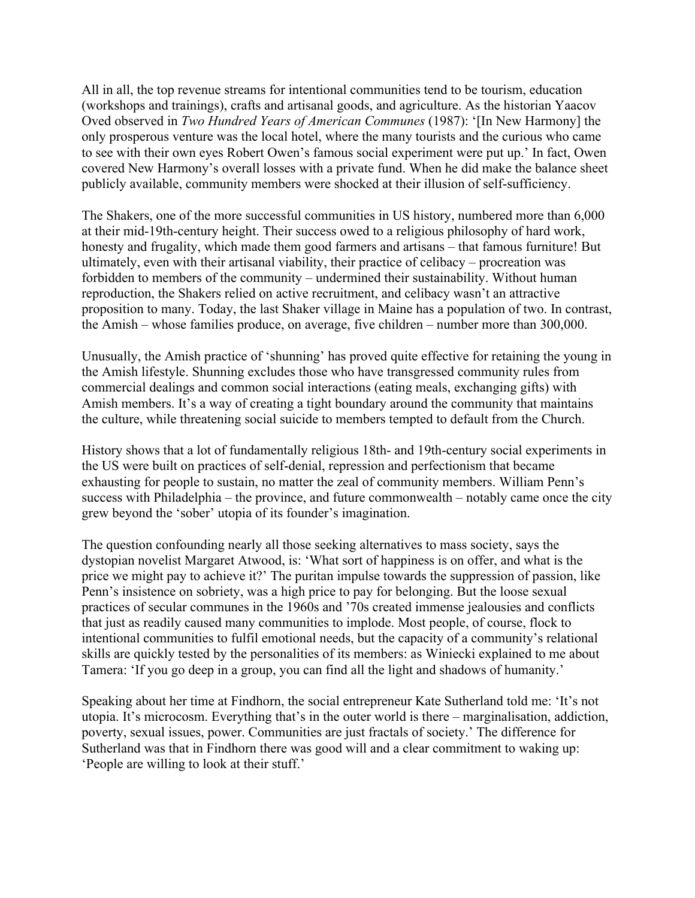All in all, the top revenue streams for intentional communities tend to be tourism, education (workshops and trainings), crafts and artisanal goods, and agriculture. As the historian Yaacov Oved observed in *Two Hundred Years of American Communes* (1987): '[In New Harmony] the only prosperous venture was the local hotel, where the many tourists and the curious who came to see with their own eyes Robert Owen's famous social experiment were put up.' In fact, Owen covered New Harmony's overall losses with a private fund. When he did make the balance sheet publicly available, community members were shocked at their illusion of self-sufficiency.

The Shakers, one of the more successful communities in US history, numbered more than 6,000 at their mid-19th-century height. Their success owed to a religious philosophy of hard work, honesty and frugality, which made them good farmers and artisans – that famous furniture! But ultimately, even with their artisanal viability, their practice of celibacy – procreation was forbidden to members of the community – undermined their sustainability. Without human reproduction, the Shakers relied on active recruitment, and celibacy wasn't an attractive proposition to many. Today, the last Shaker village in Maine has a population of two. In contrast, the Amish – whose families produce, on average, five children – number more than 300,000.

Unusually, the Amish practice of 'shunning' has proved quite effective for retaining the young in the Amish lifestyle. Shunning excludes those who have transgressed community rules from commercial dealings and common social interactions (eating meals, exchanging gifts) with Amish members. It's a way of creating a tight boundary around the community that maintains the culture, while threatening social suicide to members tempted to default from the Church.

History shows that a lot of fundamentally religious 18th- and 19th-century social experiments in the US were built on practices of self-denial, repression and perfectionism that became exhausting for people to sustain, no matter the zeal of community members. William Penn's success with Philadelphia – the province, and future commonwealth – notably came once the city grew beyond the 'sober' utopia of its founder's imagination.

The question confounding nearly all those seeking alternatives to mass society, says the dystopian novelist Margaret Atwood, is: 'What sort of happiness is on offer, and what is the price we might pay to achieve it?' The puritan impulse towards the suppression of passion, like Penn's insistence on sobriety, was a high price to pay for belonging. But the loose sexual practices of secular communes in the 1960s and '70s created immense jealousies and conflicts that just as readily caused many communities to implode. Most people, of course, flock to intentional communities to fulfil emotional needs, but the capacity of a community's relational skills are quickly tested by the personalities of its members: as Winiecki explained to me about Tamera: 'If you go deep in a group, you can find all the light and shadows of humanity.'

Speaking about her time at Findhorn, the social entrepreneur Kate Sutherland told me: 'It's not utopia. It's microcosm. Everything that's in the outer world is there – marginalisation, addiction, poverty, sexual issues, power. Communities are just fractals of society.' The difference for Sutherland was that in Findhorn there was good will and a clear commitment to waking up: 'People are willing to look at their stuff.'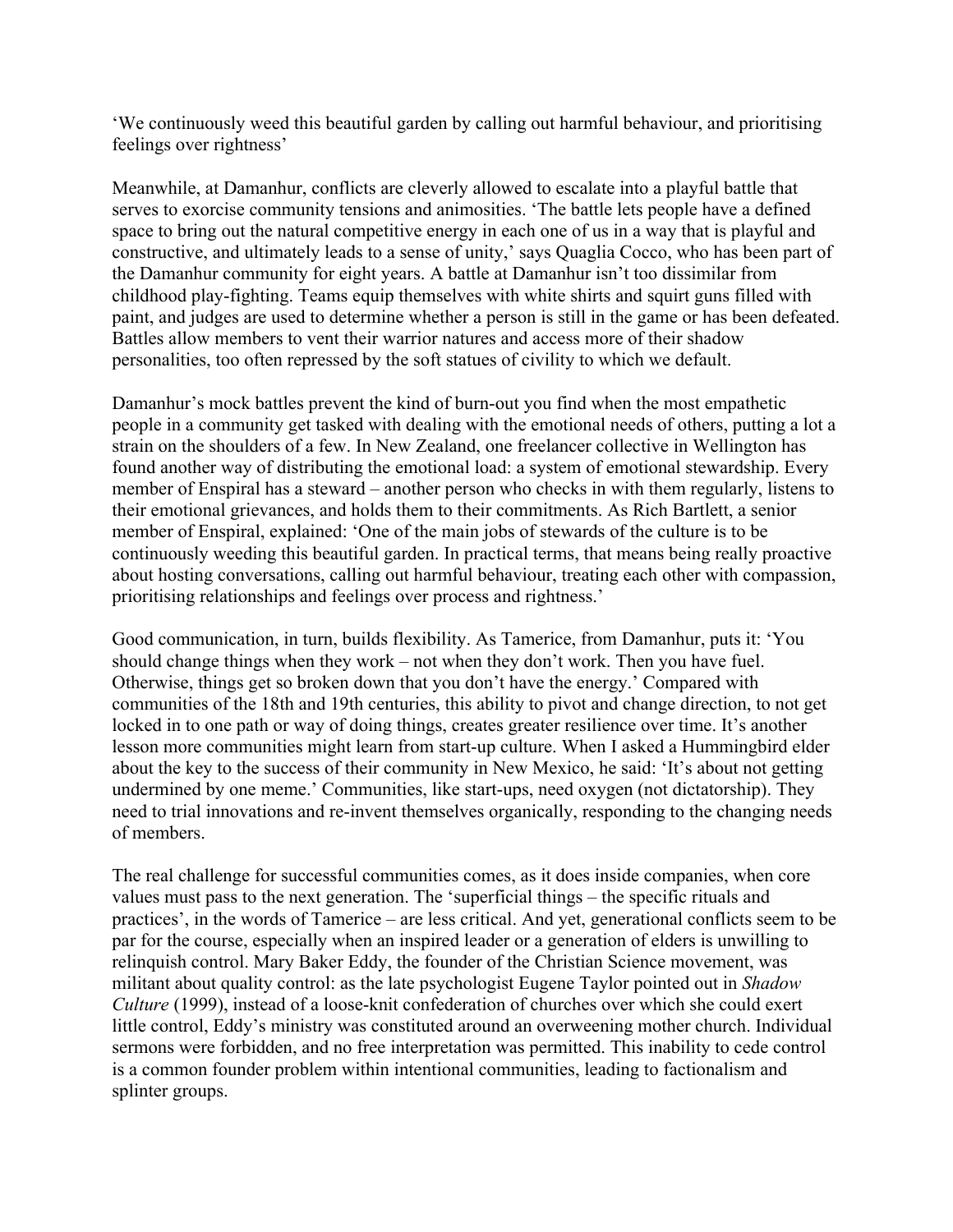'We continuously weed this beautiful garden by calling out harmful behaviour, and prioritising feelings over rightness'

Meanwhile, at Damanhur, conflicts are cleverly allowed to escalate into a playful battle that serves to exorcise community tensions and animosities. 'The battle lets people have a defined space to bring out the natural competitive energy in each one of us in a way that is playful and constructive, and ultimately leads to a sense of unity,' says Quaglia Cocco, who has been part of the Damanhur community for eight years. A battle at Damanhur isn't too dissimilar from childhood play-fighting. Teams equip themselves with white shirts and squirt guns filled with paint, and judges are used to determine whether a person is still in the game or has been defeated. Battles allow members to vent their warrior natures and access more of their shadow personalities, too often repressed by the soft statues of civility to which we default.

Damanhur's mock battles prevent the kind of burn-out you find when the most empathetic people in a community get tasked with dealing with the emotional needs of others, putting a lot a strain on the shoulders of a few. In New Zealand, one freelancer collective in Wellington has found another way of distributing the emotional load: a system of emotional stewardship. Every member of Enspiral has a steward – another person who checks in with them regularly, listens to their emotional grievances, and holds them to their commitments. As Rich Bartlett, a senior member of Enspiral, explained: 'One of the main jobs of stewards of the culture is to be continuously weeding this beautiful garden. In practical terms, that means being really proactive about hosting conversations, calling out harmful behaviour, treating each other with compassion, prioritising relationships and feelings over process and rightness.'

Good communication, in turn, builds flexibility. As Tamerice, from Damanhur, puts it: 'You should change things when they work – not when they don't work. Then you have fuel. Otherwise, things get so broken down that you don't have the energy.' Compared with communities of the 18th and 19th centuries, this ability to pivot and change direction, to not get locked in to one path or way of doing things, creates greater resilience over time. It's another lesson more communities might learn from start-up culture. When I asked a Hummingbird elder about the key to the success of their community in New Mexico, he said: 'It's about not getting undermined by one meme.' Communities, like start-ups, need oxygen (not dictatorship). They need to trial innovations and re-invent themselves organically, responding to the changing needs of members.

The real challenge for successful communities comes, as it does inside companies, when core values must pass to the next generation. The 'superficial things – the specific rituals and practices', in the words of Tamerice – are less critical. And yet, generational conflicts seem to be par for the course, especially when an inspired leader or a generation of elders is unwilling to relinquish control. Mary Baker Eddy, the founder of the Christian Science movement, was militant about quality control: as the late psychologist Eugene Taylor pointed out in *Shadow Culture* (1999), instead of a loose-knit confederation of churches over which she could exert little control, Eddy's ministry was constituted around an overweening mother church. Individual sermons were forbidden, and no free interpretation was permitted. This inability to cede control is a common founder problem within intentional communities, leading to factionalism and splinter groups.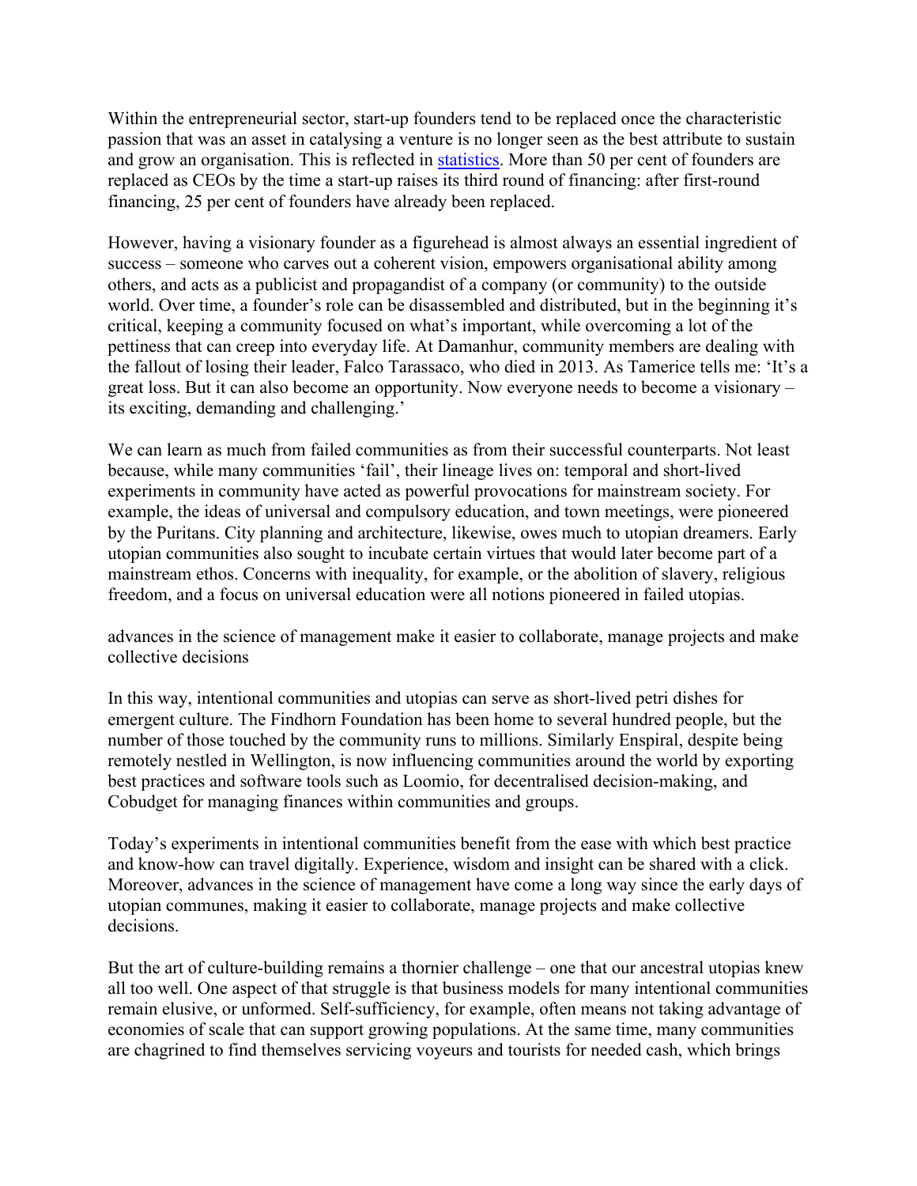Within the entrepreneurial sector, start-up founders tend to be replaced once the characteristic passion that was an asset in catalysing a venture is no longer seen as the best attribute to sustain and grow an organisation. This is reflected in [statistics](). More than 50 per cent of founders are replaced as CEOs by the time a start-up raises its third round of financing: after first-round financing, 25 per cent of founders have already been replaced.

However, having a visionary founder as a figurehead is almost always an essential ingredient of success – someone who carves out a coherent vision, empowers organisational ability among others, and acts as a publicist and propagandist of a company (or community) to the outside world. Over time, a founder's role can be disassembled and distributed, but in the beginning it's critical, keeping a community focused on what's important, while overcoming a lot of the pettiness that can creep into everyday life. At Damanhur, community members are dealing with the fallout of losing their leader, Falco Tarassaco, who died in 2013. As Tamerice tells me: 'It's a great loss. But it can also become an opportunity. Now everyone needs to become a visionary – its exciting, demanding and challenging.'

We can learn as much from failed communities as from their successful counterparts. Not least because, while many communities 'fail', their lineage lives on: temporal and short-lived experiments in community have acted as powerful provocations for mainstream society. For example, the ideas of universal and compulsory education, and town meetings, were pioneered by the Puritans. City planning and architecture, likewise, owes much to utopian dreamers. Early utopian communities also sought to incubate certain virtues that would later become part of a mainstream ethos. Concerns with inequality, for example, or the abolition of slavery, religious freedom, and a focus on universal education were all notions pioneered in failed utopias.

advances in the science of management make it easier to collaborate, manage projects and make collective decisions

In this way, intentional communities and utopias can serve as short-lived petri dishes for emergent culture. The Findhorn Foundation has been home to several hundred people, but the number of those touched by the community runs to millions. Similarly Enspiral, despite being remotely nestled in Wellington, is now influencing communities around the world by exporting best practices and software tools such as Loomio, for decentralised decision-making, and Cobudget for managing finances within communities and groups.

Today's experiments in intentional communities benefit from the ease with which best practice and know-how can travel digitally. Experience, wisdom and insight can be shared with a click. Moreover, advances in the science of management have come a long way since the early days of utopian communes, making it easier to collaborate, manage projects and make collective decisions.

But the art of culture-building remains a thornier challenge – one that our ancestral utopias knew all too well. One aspect of that struggle is that business models for many intentional communities remain elusive, or unformed. Self-sufficiency, for example, often means not taking advantage of economies of scale that can support growing populations. At the same time, many communities are chagrined to find themselves servicing voyeurs and tourists for needed cash, which brings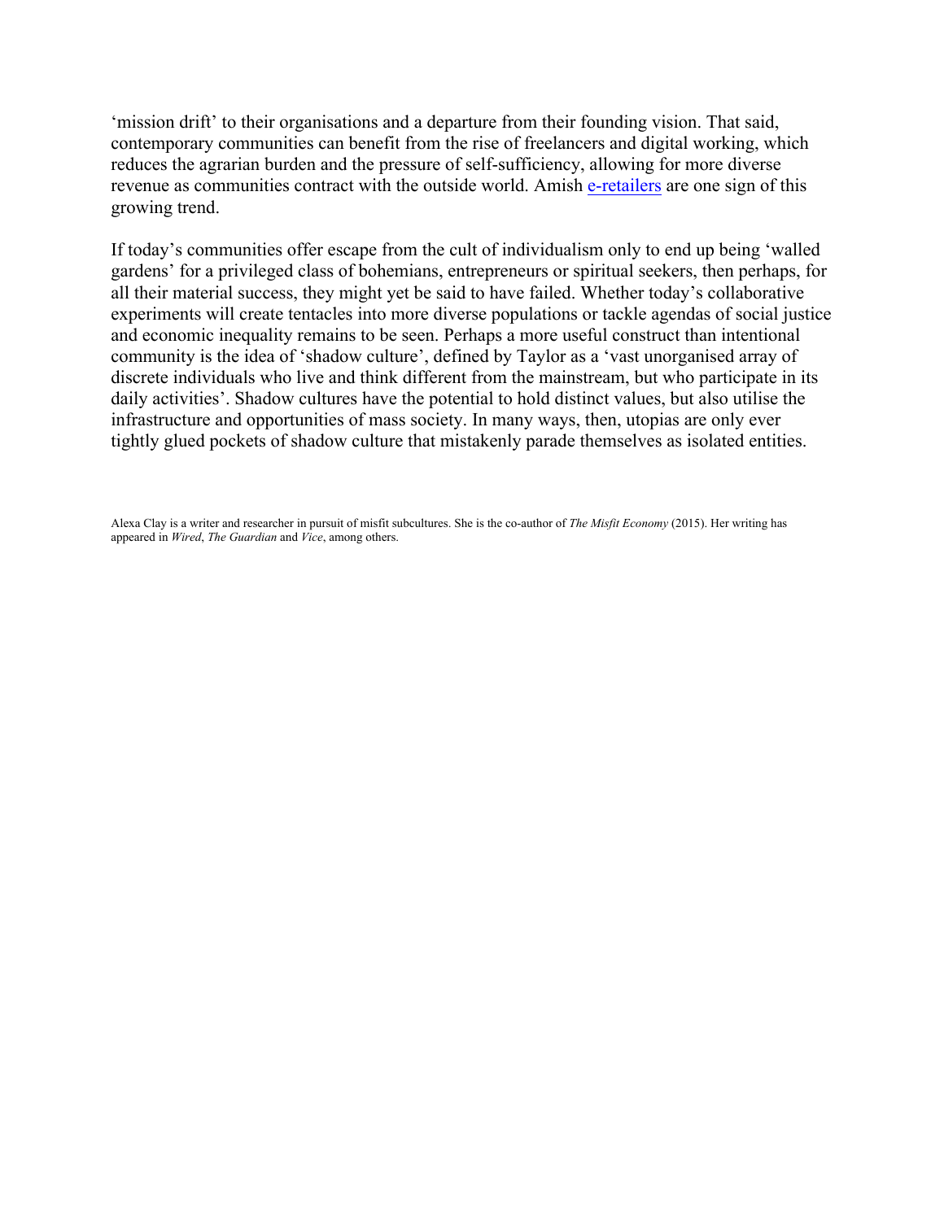'mission drift' to their organisations and a departure from their founding vision. That said, contemporary communities can benefit from the rise of freelancers and digital working, which reduces the agrarian burden and the pressure of self-sufficiency, allowing for more diverse revenue as communities contract with the outside world. Amish e-retailers are one sign of this growing trend.

If today's communities offer escape from the cult of individualism only to end up being 'walled gardens' for a privileged class of bohemians, entrepreneurs or spiritual seekers, then perhaps, for all their material success, they might yet be said to have failed. Whether today's collaborative experiments will create tentacles into more diverse populations or tackle agendas of social justice and economic inequality remains to be seen. Perhaps a more useful construct than intentional community is the idea of 'shadow culture', defined by Taylor as a 'vast unorganised array of discrete individuals who live and think different from the mainstream, but who participate in its daily activities'. Shadow cultures have the potential to hold distinct values, but also utilise the infrastructure and opportunities of mass society. In many ways, then, utopias are only ever tightly glued pockets of shadow culture that mistakenly parade themselves as isolated entities.

Alexa Clay is a writer and researcher in pursuit of misfit subcultures. She is the co-author of *The Misfit Economy* (2015). Her writing has appeared in *Wired*, *The Guardian* and *Vice*, among others.